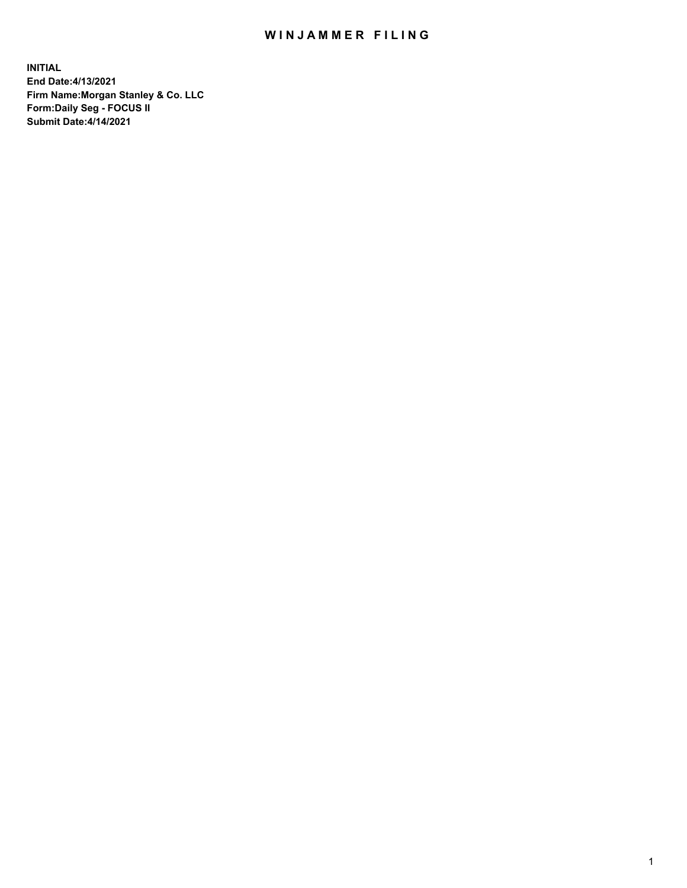# WINJAMMER FILING

**INITIAL**
**End Date:4/13/2021**
**Firm Name:Morgan Stanley & Co. LLC**
**Form:Daily Seg - FOCUS II**
**Submit Date:4/14/2021**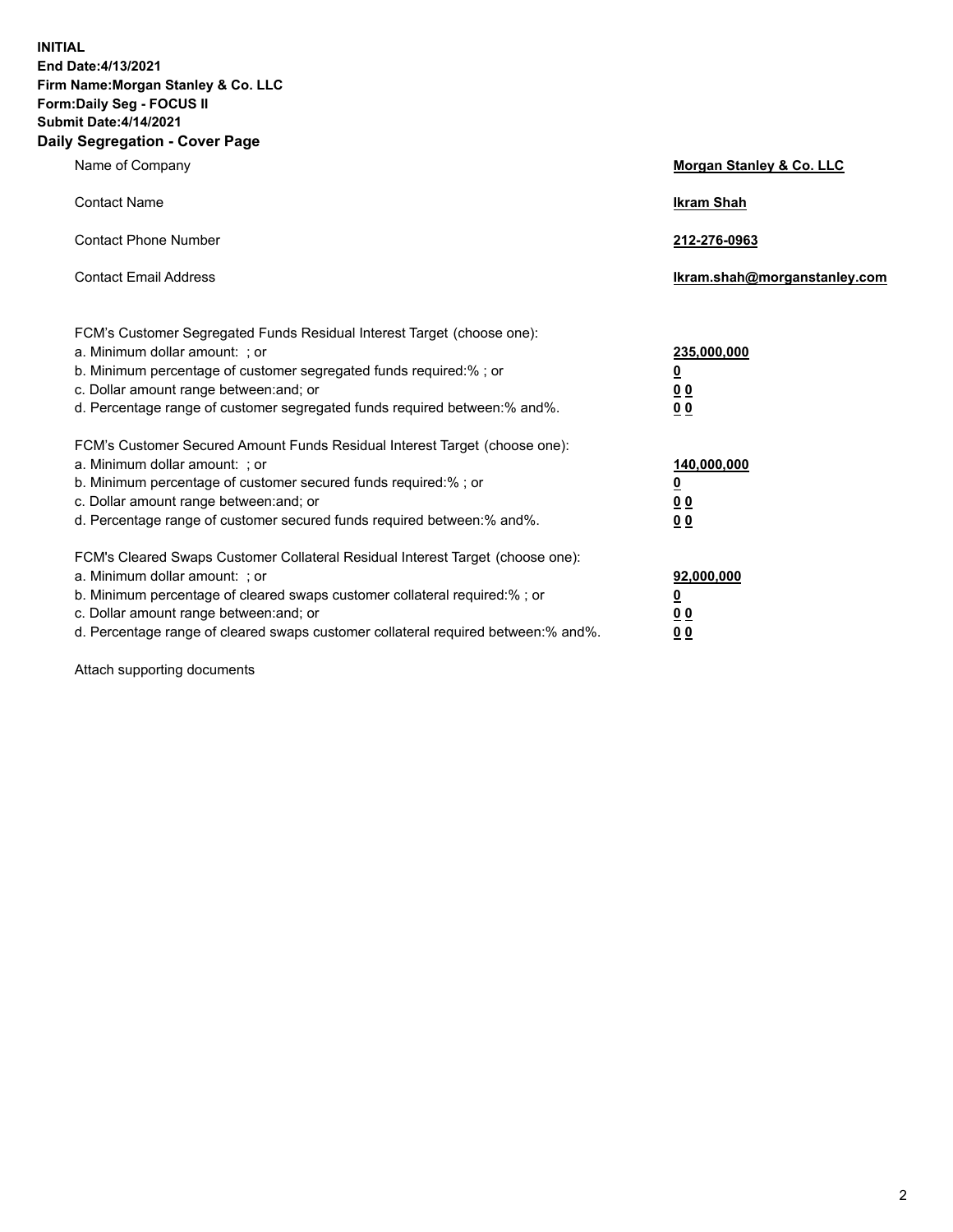**INITIAL**
**End Date:4/13/2021**
**Firm Name:Morgan Stanley & Co. LLC**
**Form:Daily Seg - FOCUS II**
**Submit Date:4/14/2021**

## Daily Segregation - Cover Page

| | |
|---|---|
| Name of Company | **Morgan Stanley & Co. LLC** |
| Contact Name | **Ikram Shah** |
| Contact Phone Number | **212-276-0963** |
| Contact Email Address | **Ikram.shah@morganstanley.com** |

| | |
|---|---|
| FCM's Customer Segregated Funds Residual Interest Target (choose one): | |
| a. Minimum dollar amount: ; or | **235,000,000** |
| b. Minimum percentage of customer segregated funds required:% ; or | **0** |
| c. Dollar amount range between:and; or | **0 0** |
| d. Percentage range of customer segregated funds required between:% and%. | **0 0** |
| FCM's Customer Secured Amount Funds Residual Interest Target (choose one): | |
| a. Minimum dollar amount: ; or | **140,000,000** |
| b. Minimum percentage of customer secured funds required:% ; or | **0** |
| c. Dollar amount range between:and; or | **0 0** |
| d. Percentage range of customer secured funds required between:% and%. | **0 0** |
| FCM's Cleared Swaps Customer Collateral Residual Interest Target (choose one): | |
| a. Minimum dollar amount: ; or | **92,000,000** |
| b. Minimum percentage of cleared swaps customer collateral required:% ; or | **0** |
| c. Dollar amount range between:and; or | **0 0** |
| d. Percentage range of cleared swaps customer collateral required between:% and%. | **0 0** |

Attach supporting documents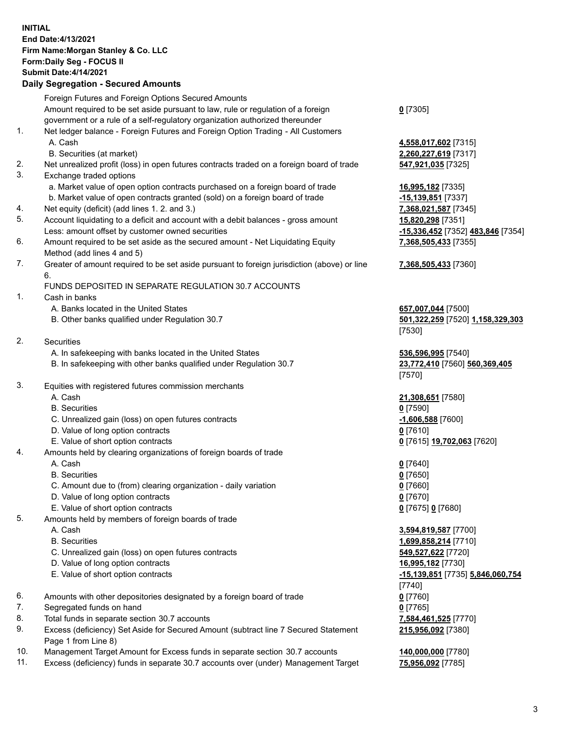**INITIAL**
**End Date:4/13/2021**
**Firm Name:Morgan Stanley & Co. LLC**
**Form:Daily Seg - FOCUS II**
**Submit Date:4/14/2021**

## Daily Segregation - Secured Amounts

| | | |
|---|---|---|
| | Foreign Futures and Foreign Options Secured Amounts | |
| | Amount required to be set aside pursuant to law, rule or regulation of a foreign government or a rule of a self-regulatory organization authorized thereunder | **0** [7305] |
| 1. | Net ledger balance - Foreign Futures and Foreign Option Trading - All Customers | |
| | A. Cash | **4,558,017,602** [7315] |
| | B. Securities (at market) | **2,260,227,619** [7317] |
| 2. | Net unrealized profit (loss) in open futures contracts traded on a foreign board of trade | **547,921,035** [7325] |
| 3. | Exchange traded options | |
| | a. Market value of open option contracts purchased on a foreign board of trade | **16,995,182** [7335] |
| | b. Market value of open contracts granted (sold) on a foreign board of trade | **-15,139,851** [7337] |
| 4. | Net equity (deficit) (add lines 1. 2. and 3.) | **7,368,021,587** [7345] |
| 5. | Account liquidating to a deficit and account with a debit balances - gross amount | **15,820,298** [7351] |
| | Less: amount offset by customer owned securities | **-15,336,452** [7352] **483,846** [7354] |
| 6. | Amount required to be set aside as the secured amount - Net Liquidating Equity Method (add lines 4 and 5) | **7,368,505,433** [7355] |
| 7. | Greater of amount required to be set aside pursuant to foreign jurisdiction (above) or line 6. | **7,368,505,433** [7360] |
| | FUNDS DEPOSITED IN SEPARATE REGULATION 30.7 ACCOUNTS | |
| 1. | Cash in banks | |
| | A. Banks located in the United States | **657,007,044** [7500] |
| | B. Other banks qualified under Regulation 30.7 | **501,322,259** [7520] **1,158,329,303** [7530] |
| 2. | Securities | |
| | A. In safekeeping with banks located in the United States | **536,596,995** [7540] |
| | B. In safekeeping with other banks qualified under Regulation 30.7 | **23,772,410** [7560] **560,369,405** [7570] |
| 3. | Equities with registered futures commission merchants | |
| | A. Cash | **21,308,651** [7580] |
| | B. Securities | **0** [7590] |
| | C. Unrealized gain (loss) on open futures contracts | **-1,606,588** [7600] |
| | D. Value of long option contracts | **0** [7610] |
| | E. Value of short option contracts | **0** [7615] **19,702,063** [7620] |
| 4. | Amounts held by clearing organizations of foreign boards of trade | |
| | A. Cash | **0** [7640] |
| | B. Securities | **0** [7650] |
| | C. Amount due to (from) clearing organization - daily variation | **0** [7660] |
| | D. Value of long option contracts | **0** [7670] |
| | E. Value of short option contracts | **0** [7675] **0** [7680] |
| 5. | Amounts held by members of foreign boards of trade | |
| | A. Cash | **3,594,819,587** [7700] |
| | B. Securities | **1,699,858,214** [7710] |
| | C. Unrealized gain (loss) on open futures contracts | **549,527,622** [7720] |
| | D. Value of long option contracts | **16,995,182** [7730] |
| | E. Value of short option contracts | **-15,139,851** [7735] **5,846,060,754** [7740] |
| 6. | Amounts with other depositories designated by a foreign board of trade | **0** [7760] |
| 7. | Segregated funds on hand | **0** [7765] |
| 8. | Total funds in separate section 30.7 accounts | **7,584,461,525** [7770] |
| 9. | Excess (deficiency) Set Aside for Secured Amount (subtract line 7 Secured Statement Page 1 from Line 8) | **215,956,092** [7380] |
| 10. | Management Target Amount for Excess funds in separate section 30.7 accounts | **140,000,000** [7780] |
| 11. | Excess (deficiency) funds in separate 30.7 accounts over (under) Management Target | **75,956,092** [7785] |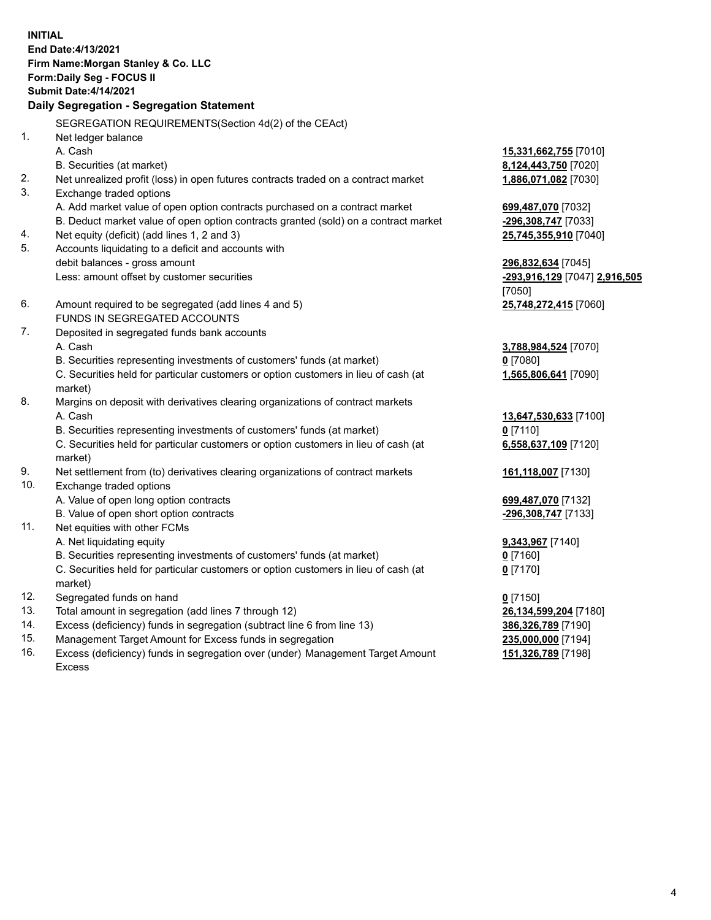**INITIAL**
**End Date:4/13/2021**
**Firm Name:Morgan Stanley & Co. LLC**
**Form:Daily Seg - FOCUS II**
**Submit Date:4/14/2021**

## Daily Segregation - Segregation Statement

SEGREGATION REQUIREMENTS(Section 4d(2) of the CEAct)

| | | |
|---|---|---|
| 1. | Net ledger balance | |
| | A. Cash | **15,331,662,755** [7010] |
| | B. Securities (at market) | **8,124,443,750** [7020] |
| 2. | Net unrealized profit (loss) in open futures contracts traded on a contract market | **1,886,071,082** [7030] |
| 3. | Exchange traded options | |
| | A. Add market value of open option contracts purchased on a contract market | **699,487,070** [7032] |
| | B. Deduct market value of open option contracts granted (sold) on a contract market | **-296,308,747** [7033] |
| 4. | Net equity (deficit) (add lines 1, 2 and 3) | **25,745,355,910** [7040] |
| 5. | Accounts liquidating to a deficit and accounts with debit balances - gross amount | **296,832,634** [7045] |
| | Less: amount offset by customer securities | **-293,916,129** [7047] **2,916,505** [7050] |
| 6. | Amount required to be segregated (add lines 4 and 5) | **25,748,272,415** [7060] |
| | FUNDS IN SEGREGATED ACCOUNTS | |
| 7. | Deposited in segregated funds bank accounts | |
| | A. Cash | **3,788,984,524** [7070] |
| | B. Securities representing investments of customers' funds (at market) | **0** [7080] |
| | C. Securities held for particular customers or option customers in lieu of cash (at market) | **1,565,806,641** [7090] |
| 8. | Margins on deposit with derivatives clearing organizations of contract markets | |
| | A. Cash | **13,647,530,633** [7100] |
| | B. Securities representing investments of customers' funds (at market) | **0** [7110] |
| | C. Securities held for particular customers or option customers in lieu of cash (at market) | **6,558,637,109** [7120] |
| 9. | Net settlement from (to) derivatives clearing organizations of contract markets | **161,118,007** [7130] |
| 10. | Exchange traded options | |
| | A. Value of open long option contracts | **699,487,070** [7132] |
| | B. Value of open short option contracts | **-296,308,747** [7133] |
| 11. | Net equities with other FCMs | |
| | A. Net liquidating equity | **9,343,967** [7140] |
| | B. Securities representing investments of customers' funds (at market) | **0** [7160] |
| | C. Securities held for particular customers or option customers in lieu of cash (at market) | **0** [7170] |
| 12. | Segregated funds on hand | **0** [7150] |
| 13. | Total amount in segregation (add lines 7 through 12) | **26,134,599,204** [7180] |
| 14. | Excess (deficiency) funds in segregation (subtract line 6 from line 13) | **386,326,789** [7190] |
| 15. | Management Target Amount for Excess funds in segregation | **235,000,000** [7194] |
| 16. | Excess (deficiency) funds in segregation over (under) Management Target Amount Excess | **151,326,789** [7198] |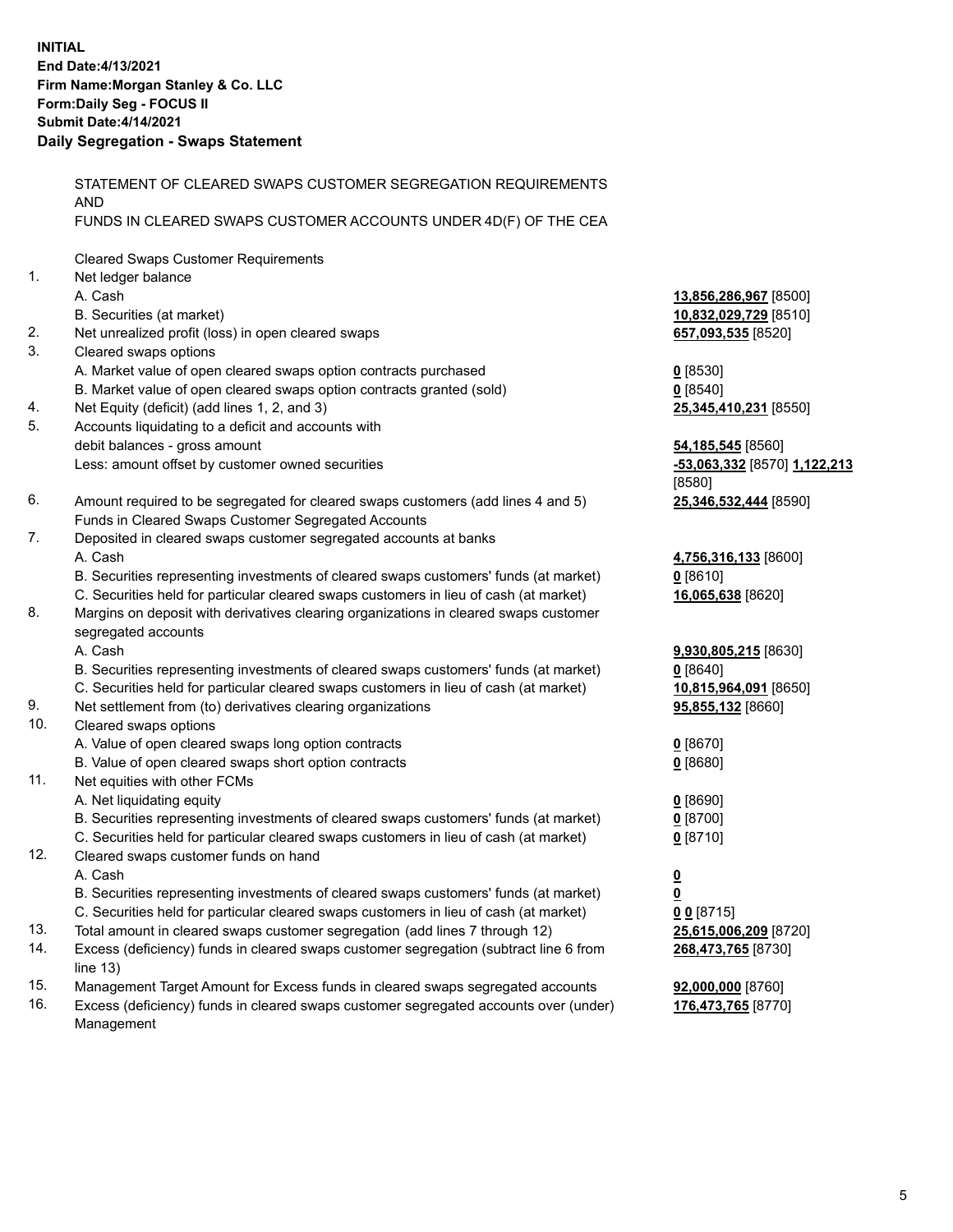**INITIAL**
**End Date:4/13/2021**
**Firm Name:Morgan Stanley & Co. LLC**
**Form:Daily Seg - FOCUS II**
**Submit Date:4/14/2021**
**Daily Segregation - Swaps Statement**

STATEMENT OF CLEARED SWAPS CUSTOMER SEGREGATION REQUIREMENTS AND
FUNDS IN CLEARED SWAPS CUSTOMER ACCOUNTS UNDER 4D(F) OF THE CEA

| | | |
|---|---|---|
| | Cleared Swaps Customer Requirements | |
| 1. | Net ledger balance | |
| | A. Cash | **13,856,286,967** [8500] |
| | B. Securities (at market) | **10,832,029,729** [8510] |
| 2. | Net unrealized profit (loss) in open cleared swaps | **657,093,535** [8520] |
| 3. | Cleared swaps options | |
| | A. Market value of open cleared swaps option contracts purchased | **0** [8530] |
| | B. Market value of open cleared swaps option contracts granted (sold) | **0** [8540] |
| 4. | Net Equity (deficit) (add lines 1, 2, and 3) | **25,345,410,231** [8550] |
| 5. | Accounts liquidating to a deficit and accounts with debit balances - gross amount | **54,185,545** [8560] |
| | Less: amount offset by customer owned securities | **-53,063,332** [8570] **1,122,213** [8580] |
| 6. | Amount required to be segregated for cleared swaps customers (add lines 4 and 5) | **25,346,532,444** [8590] |
| | Funds in Cleared Swaps Customer Segregated Accounts | |
| 7. | Deposited in cleared swaps customer segregated accounts at banks | |
| | A. Cash | **4,756,316,133** [8600] |
| | B. Securities representing investments of cleared swaps customers' funds (at market) | **0** [8610] |
| | C. Securities held for particular cleared swaps customers in lieu of cash (at market) | **16,065,638** [8620] |
| 8. | Margins on deposit with derivatives clearing organizations in cleared swaps customer segregated accounts | |
| | A. Cash | **9,930,805,215** [8630] |
| | B. Securities representing investments of cleared swaps customers' funds (at market) | **0** [8640] |
| | C. Securities held for particular cleared swaps customers in lieu of cash (at market) | **10,815,964,091** [8650] |
| 9. | Net settlement from (to) derivatives clearing organizations | **95,855,132** [8660] |
| 10. | Cleared swaps options | |
| | A. Value of open cleared swaps long option contracts | **0** [8670] |
| | B. Value of open cleared swaps short option contracts | **0** [8680] |
| 11. | Net equities with other FCMs | |
| | A. Net liquidating equity | **0** [8690] |
| | B. Securities representing investments of cleared swaps customers' funds (at market) | **0** [8700] |
| | C. Securities held for particular cleared swaps customers in lieu of cash (at market) | **0** [8710] |
| 12. | Cleared swaps customer funds on hand | |
| | A. Cash | **0** |
| | B. Securities representing investments of cleared swaps customers' funds (at market) | **0** |
| | C. Securities held for particular cleared swaps customers in lieu of cash (at market) | **0** **0** [8715] |
| 13. | Total amount in cleared swaps customer segregation (add lines 7 through 12) | **25,615,006,209** [8720] |
| 14. | Excess (deficiency) funds in cleared swaps customer segregation (subtract line 6 from line 13) | **268,473,765** [8730] |
| 15. | Management Target Amount for Excess funds in cleared swaps segregated accounts | **92,000,000** [8760] |
| 16. | Excess (deficiency) funds in cleared swaps customer segregated accounts over (under) Management | **176,473,765** [8770] |